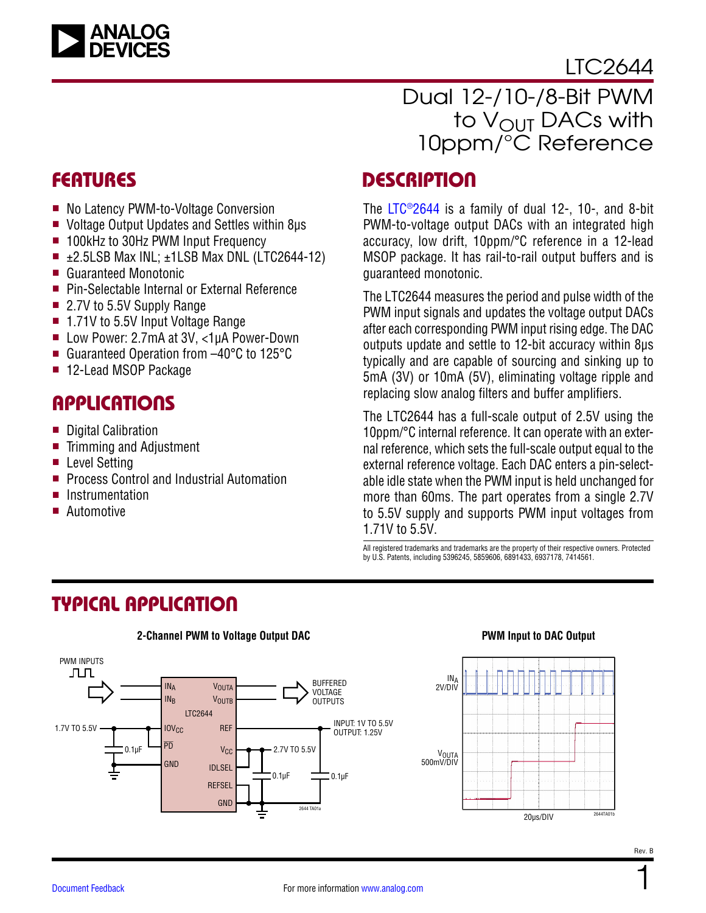# LTC2644

## Dual 12-/10-/8-Bit PWM to $V_{OUT}$ DACs with 10ppm/°C Reference

## FEATURES

- No Latency PWM-to-Voltage Conversion
- Voltage Output Updates and Settles within 8µs
- 100kHz to 30Hz PWM Input Frequency
- ±2.5LSB Max INL; ±1LSB Max DNL (LTC2644-12)
- Guaranteed Monotonic
- Pin-Selectable Internal or External Reference
- 2.7V to 5.5V Supply Range
- 1.71V to 5.5V Input Voltage Range
- Low Power: 2.7mA at 3V, <1µA Power-Down
- Guaranteed Operation from –40°C to 125°C
- 12-Lead MSOP Package

## APPLICATIONS

- Digital Calibration
- Trimming and Adjustment
- Level Setting
- Process Control and Industrial Automation
- Instrumentation
- Automotive

## DESCRIPTION

The LTC®2644 is a family of dual 12-, 10-, and 8-bit PWM-to-voltage output DACs with an integrated high accuracy, low drift, 10ppm/°C reference in a 12-lead MSOP package. It has rail-to-rail output buffers and is guaranteed monotonic.

The LTC2644 measures the period and pulse width of the PWM input signals and updates the voltage output DACs after each corresponding PWM input rising edge. The DAC outputs update and settle to 12-bit accuracy within 8µs typically and are capable of sourcing and sinking up to 5mA (3V) or 10mA (5V), eliminating voltage ripple and replacing slow analog filters and buffer amplifiers.

The LTC2644 has a full-scale output of 2.5V using the 10ppm/°C internal reference. It can operate with an external reference, which sets the full-scale output equal to the external reference voltage. Each DAC enters a pin-selectable idle state when the PWM input is held unchanged for more than 60ms. The part operates from a single 2.7V to 5.5V supply and supports PWM input voltages from 1.71V to 5.5V.

All registered trademarks and trademarks are the property of their respective owners. Protected by U.S. Patents, including 5396245, 5859606, 6891433, 6937178, 7414561.

## TYPICAL APPLICATION

**2-Channel PWM to Voltage Output DAC**

**PWM Input to DAC Output**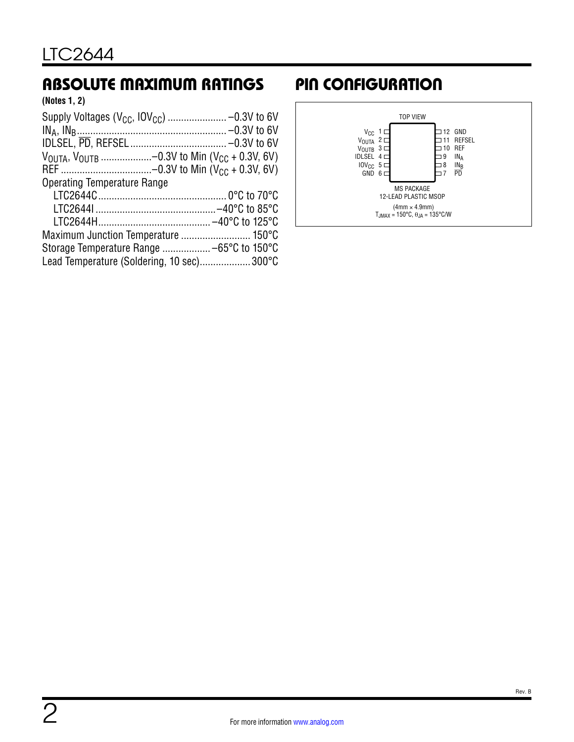## ABSOLUTE MAXIMUM RATINGS

**(Notes 1, 2)**

Supply Voltages ($V_{CC}$, $IOV_{CC}$) ..................... –0.3V to 6V
$IN_A$, $IN_B$ ..................................................... –0.3V to 6V
IDLSEL, $\overline{PD}$, REFSEL .................................. –0.3V to 6V
$V_{OUTA}$, $V_{OUTB}$ ...................–0.3V to Min ($V_{CC}$ + 0.3V, 6V)
REF ..................................–0.3V to Min ($V_{CC}$ + 0.3V, 6V)
Operating Temperature Range
  LTC2644C ............................................... 0°C to 70°C
  LTC2644I ............................................ –40°C to 85°C
  LTC2644H .......................................... –40°C to 125°C
Maximum Junction Temperature .......................... 150°C
Storage Temperature Range .................. –65°C to 150°C
Lead Temperature (Soldering, 10 sec)................... 300°C

## PIN CONFIGURATION

TOP VIEW

| Pin | Name | Pin | Name |
|---|---|---|---|
| 1 | $V_{CC}$ | 12 | GND |
| 2 | $V_{OUTA}$ | 11 | REFSEL |
| 3 | $V_{OUTB}$ | 10 | REF |
| 4 | IDLSEL | 9 | $IN_A$ |
| 5 | $IOV_{CC}$ | 8 | $IN_B$ |
| 6 | GND | 7 | $\overline{PD}$ |

MS PACKAGE
12-LEAD PLASTIC MSOP
(4mm × 4.9mm)
$T_{JMAX}$ = 150°C, $\theta_{JA}$ = 135°C/W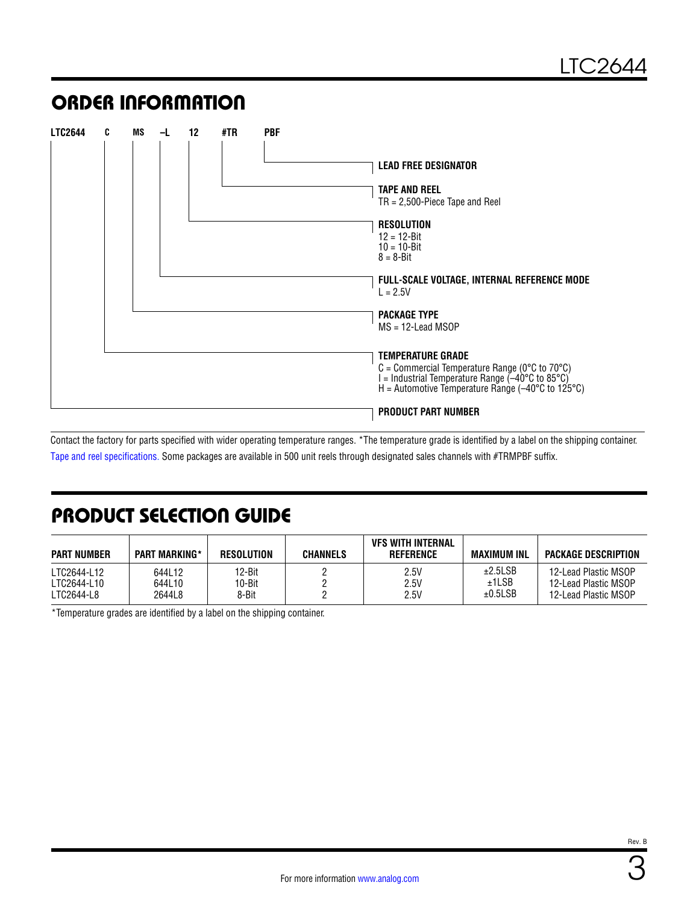## ORDER INFORMATION

**LTC2644 C MS –L 12 #TR PBF**

- **LEAD FREE DESIGNATOR**
- **TAPE AND REEL**
  TR = 2,500-Piece Tape and Reel
- **RESOLUTION**
  12 = 12-Bit
  10 = 10-Bit
  8 = 8-Bit
- **FULL-SCALE VOLTAGE, INTERNAL REFERENCE MODE**
  L = 2.5V
- **PACKAGE TYPE**
  MS = 12-Lead MSOP
- **TEMPERATURE GRADE**
  C = Commercial Temperature Range (0°C to 70°C)
  I = Industrial Temperature Range (–40°C to 85°C)
  H = Automotive Temperature Range (–40°C to 125°C)
- **PRODUCT PART NUMBER**

Contact the factory for parts specified with wider operating temperature ranges. *The temperature grade is identified by a label on the shipping container.

Tape and reel specifications. Some packages are available in 500 unit reels through designated sales channels with #TRMPBF suffix.

## PRODUCT SELECTION GUIDE

| PART NUMBER | PART MARKING* | RESOLUTION | CHANNELS | VFS WITH INTERNAL REFERENCE | MAXIMUM INL | PACKAGE DESCRIPTION |
|---|---|---|---|---|---|---|
| LTC2644-L12 | 644L12 | 12-Bit | 2 | 2.5V | ±2.5LSB | 12-Lead Plastic MSOP |
| LTC2644-L10 | 644L10 | 10-Bit | 2 | 2.5V | ±1LSB | 12-Lead Plastic MSOP |
| LTC2644-L8 | 2644L8 | 8-Bit | 2 | 2.5V | ±0.5LSB | 12-Lead Plastic MSOP |

*Temperature grades are identified by a label on the shipping container.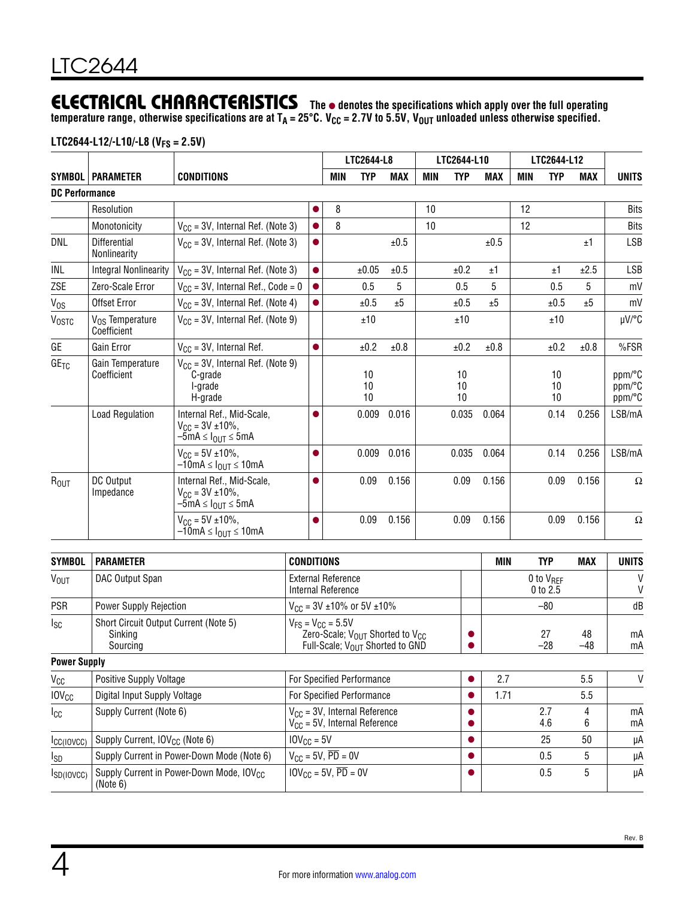## ELECTRICAL CHARACTERISTICS

**The ● denotes the specifications which apply over the full operating temperature range, otherwise specifications are at $T_A$ = 25°C. $V_{CC}$ = 2.7V to 5.5V, $V_{OUT}$ unloaded unless otherwise specified.**

**LTC2644-L12/-L10/-L8 ($V_{FS}$ = 2.5V)**

| SYMBOL | PARAMETER | CONDITIONS | | LTC2644-L8 MIN | LTC2644-L8 TYP | LTC2644-L8 MAX | LTC2644-L10 MIN | LTC2644-L10 TYP | LTC2644-L10 MAX | LTC2644-L12 MIN | LTC2644-L12 TYP | LTC2644-L12 MAX | UNITS |
|---|---|---|---|---|---|---|---|---|---|---|---|---|---|
| **DC Performance** | | | | | | | | | | | | | |
| | Resolution | | ● | 8 | | | 10 | | | 12 | | | Bits |
| | Monotonicity | $V_{CC}$ = 3V, Internal Ref. (Note 3) | ● | 8 | | | 10 | | | 12 | | | Bits |
| DNL | Differential Nonlinearity | $V_{CC}$ = 3V, Internal Ref. (Note 3) | ● | | | ±0.5 | | | ±0.5 | | | ±1 | LSB |
| INL | Integral Nonlinearity | $V_{CC}$ = 3V, Internal Ref. (Note 3) | ● | | ±0.05 | ±0.5 | | ±0.2 | ±1 | | ±1 | ±2.5 | LSB |
| ZSE | Zero-Scale Error | $V_{CC}$ = 3V, Internal Ref., Code = 0 | ● | | 0.5 | 5 | | 0.5 | 5 | | 0.5 | 5 | mV |
| $V_{OS}$ | Offset Error | $V_{CC}$ = 3V, Internal Ref. (Note 4) | ● | | ±0.5 | ±5 | | ±0.5 | ±5 | | ±0.5 | ±5 | mV |
| $V_{OSTC}$ | $V_{OS}$ Temperature Coefficient | $V_{CC}$ = 3V, Internal Ref. (Note 9) | | | ±10 | | | ±10 | | | ±10 | | μV/°C |
| GE | Gain Error | $V_{CC}$ = 3V, Internal Ref. | ● | | ±0.2 | ±0.8 | | ±0.2 | ±0.8 | | ±0.2 | ±0.8 | %FSR |
| $GE_{TC}$ | Gain Temperature Coefficient | $V_{CC}$ = 3V, Internal Ref. (Note 9) C-grade I-grade H-grade | | | 10 10 10 | | | 10 10 10 | | | 10 10 10 | | ppm/°C ppm/°C ppm/°C |
| | Load Regulation | Internal Ref., Mid-Scale, $V_{CC}$ = 3V ±10%, –5mA ≤ $I_{OUT}$ ≤ 5mA | ● | | 0.009 | 0.016 | | 0.035 | 0.064 | | 0.14 | 0.256 | LSB/mA |
| | | $V_{CC}$ = 5V ±10%, –10mA ≤ $I_{OUT}$ ≤ 10mA | ● | | 0.009 | 0.016 | | 0.035 | 0.064 | | 0.14 | 0.256 | LSB/mA |
| $R_{OUT}$ | DC Output Impedance | Internal Ref., Mid-Scale, $V_{CC}$ = 3V ±10%, –5mA ≤ $I_{OUT}$ ≤ 5mA | ● | | 0.09 | 0.156 | | 0.09 | 0.156 | | 0.09 | 0.156 | Ω |
| | | $V_{CC}$ = 5V ±10%, –10mA ≤ $I_{OUT}$ ≤ 10mA | ● | | 0.09 | 0.156 | | 0.09 | 0.156 | | 0.09 | 0.156 | Ω |

| SYMBOL | PARAMETER | CONDITIONS | | MIN | TYP | MAX | UNITS |
|---|---|---|---|---|---|---|---|
| $V_{OUT}$ | DAC Output Span | External Reference<br>Internal Reference | | | 0 to $V_{REF}$<br>0 to 2.5 | | V<br>V |
| PSR | Power Supply Rejection | $V_{CC}$ = 3V ±10% or 5V ±10% | | | –80 | | dB |
| $I_{SC}$ | Short Circuit Output Current (Note 5)<br>Sinking<br>Sourcing | $V_{FS}$ = $V_{CC}$ = 5.5V<br>Zero-Scale; $V_{OUT}$ Shorted to $V_{CC}$<br>Full-Scale; $V_{OUT}$ Shorted to GND | ●<br>● | | 27<br>–28 | 48<br>–48 | mA<br>mA |
| **Power Supply** | | | | | | | |
| $V_{CC}$ | Positive Supply Voltage | For Specified Performance | ● | 2.7 | | 5.5 | V |
| $IOV_{CC}$ | Digital Input Supply Voltage | For Specified Performance | ● | 1.71 | | 5.5 | |
| $I_{CC}$ | Supply Current (Note 6) | $V_{CC}$ = 3V, Internal Reference<br>$V_{CC}$ = 5V, Internal Reference | ●<br>● | | 2.7<br>4.6 | 4<br>6 | mA<br>mA |
| $I_{CC(IOVCC)}$ | Supply Current, $IOV_{CC}$ (Note 6) | $IOV_{CC}$ = 5V | ● | | 25 | 50 | μA |
| $I_{SD}$ | Supply Current in Power-Down Mode (Note 6) | $V_{CC}$ = 5V, $\overline{PD}$ = 0V | ● | | 0.5 | 5 | μA |
| $I_{SD(IOVCC)}$ | Supply Current in Power-Down Mode, $IOV_{CC}$ (Note 6) | $IOV_{CC}$ = 5V, $\overline{PD}$ = 0V | ● | | 0.5 | 5 | μA |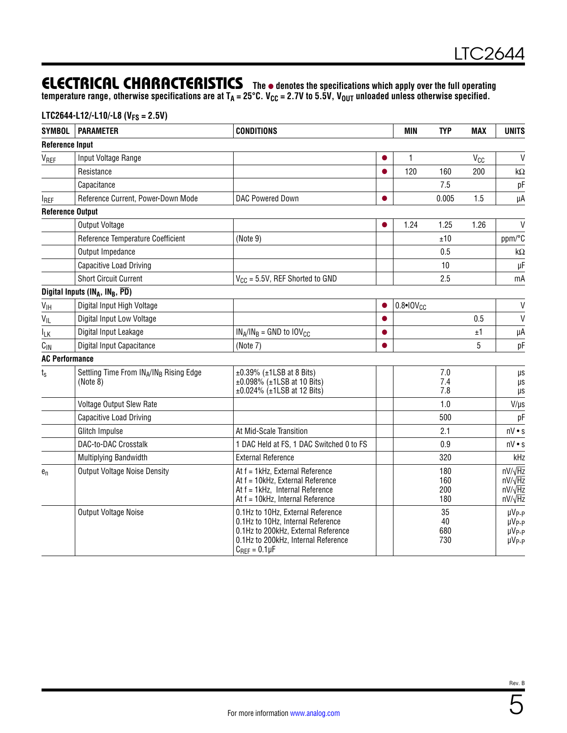## ELECTRICAL CHARACTERISTICS

**The ● denotes the specifications which apply over the full operating temperature range, otherwise specifications are at $T_A$ = 25°C. $V_{CC}$ = 2.7V to 5.5V, $V_{OUT}$ unloaded unless otherwise specified.**

**LTC2644-L12/-L10/-L8 ($V_{FS}$ = 2.5V)**

| SYMBOL | PARAMETER | CONDITIONS | | MIN | TYP | MAX | UNITS |
|---|---|---|---|---|---|---|---|
| **Reference Input** | | | | | | | |
| $V_{REF}$ | Input Voltage Range | | ● | 1 | | $V_{CC}$ | V |
| | Resistance | | ● | 120 | 160 | 200 | kΩ |
| | Capacitance | | | | 7.5 | | pF |
| $I_{REF}$ | Reference Current, Power-Down Mode | DAC Powered Down | ● | | 0.005 | 1.5 | µA |
| **Reference Output** | | | | | | | |
| | Output Voltage | | ● | 1.24 | 1.25 | 1.26 | V |
| | Reference Temperature Coefficient | (Note 9) | | | ±10 | | ppm/°C |
| | Output Impedance | | | | 0.5 | | kΩ |
| | Capacitive Load Driving | | | | 10 | | µF |
| | Short Circuit Current | $V_{CC}$ = 5.5V, REF Shorted to GND | | | 2.5 | | mA |
| **Digital Inputs ($IN_A$, $IN_B$, $\overline{PD}$)** | | | | | | | |
| $V_{IH}$ | Digital Input High Voltage | | ● | 0.8•$IOV_{CC}$ | | | V |
| $V_{IL}$ | Digital Input Low Voltage | | ● | | | 0.5 | V |
| $I_{LK}$ | Digital Input Leakage | $IN_A$/$IN_B$ = GND to $IOV_{CC}$ | ● | | | ±1 | µA |
| $C_{IN}$ | Digital Input Capacitance | (Note 7) | ● | | | 5 | pF |
| **AC Performance** | | | | | | | |
| $t_s$ | Settling Time From $IN_A$/$IN_B$ Rising Edge (Note 8) | ±0.39% (±1LSB at 8 Bits)<br>±0.098% (±1LSB at 10 Bits)<br>±0.024% (±1LSB at 12 Bits) | | | 7.0<br>7.4<br>7.8 | | µs<br>µs<br>µs |
| | Voltage Output Slew Rate | | | | 1.0 | | V/µs |
| | Capacitive Load Driving | | | | 500 | | pF |
| | Glitch Impulse | At Mid-Scale Transition | | | 2.1 | | nV • s |
| | DAC-to-DAC Crosstalk | 1 DAC Held at FS, 1 DAC Switched 0 to FS | | | 0.9 | | nV • s |
| | Multiplying Bandwidth | External Reference | | | 320 | | kHz |
| $e_n$ | Output Voltage Noise Density | At f = 1kHz, External Reference<br>At f = 10kHz, External Reference<br>At f = 1kHz, Internal Reference<br>At f = 10kHz, Internal Reference | | | 180<br>160<br>200<br>180 | | nV/√Hz<br>nV/√Hz<br>nV/√Hz<br>nV/√Hz |
| | Output Voltage Noise | 0.1Hz to 10Hz, External Reference<br>0.1Hz to 10Hz, Internal Reference<br>0.1Hz to 200kHz, External Reference<br>0.1Hz to 200kHz, Internal Reference<br>$C_{REF}$ = 0.1µF | | | 35<br>40<br>680<br>730 | | $µV_{P-P}$<br>$µV_{P-P}$<br>$µV_{P-P}$<br>$µV_{P-P}$ |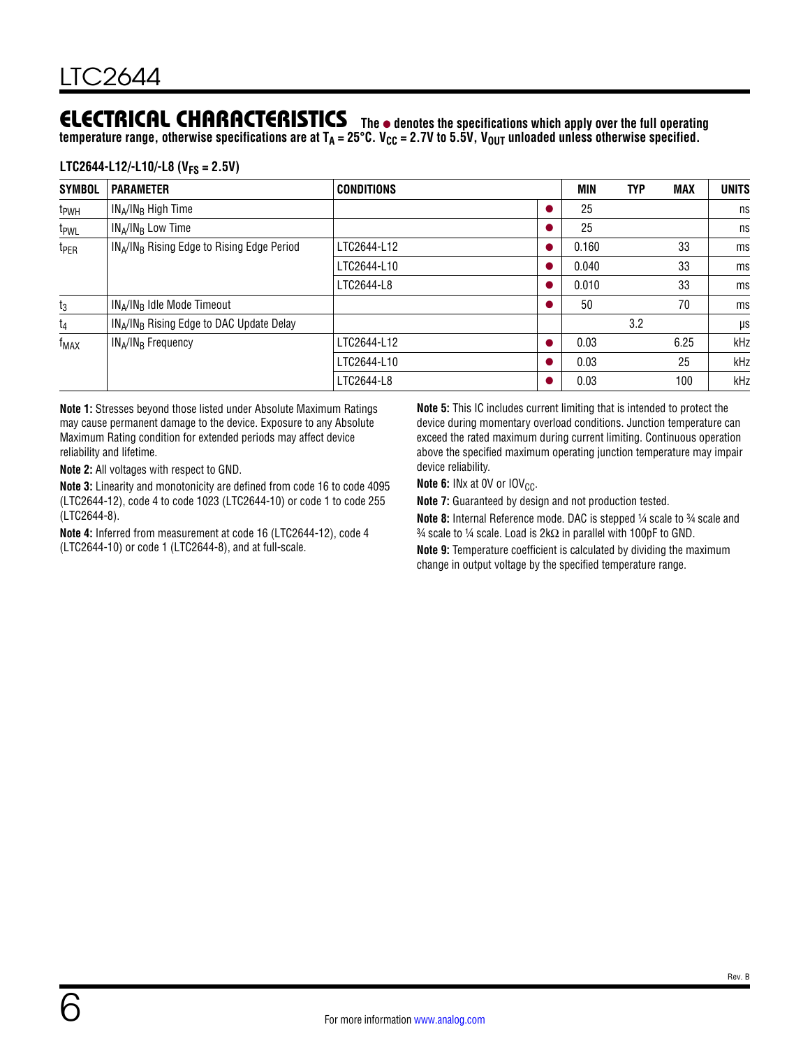## ELECTRICAL CHARACTERISTICS

**The ● denotes the specifications which apply over the full operating temperature range, otherwise specifications are at $T_A$ = 25°C. $V_{CC}$ = 2.7V to 5.5V, $V_{OUT}$ unloaded unless otherwise specified.**

**LTC2644-L12/-L10/-L8 ($V_{FS}$ = 2.5V)**

| SYMBOL | PARAMETER | CONDITIONS | | MIN | TYP | MAX | UNITS |
|---|---|---|---|---|---|---|---|
| $t_{PWH}$ | $IN_A/IN_B$ High Time | | ● | 25 | | | ns |
| $t_{PWL}$ | $IN_A/IN_B$ Low Time | | ● | 25 | | | ns |
| $t_{PER}$ | $IN_A/IN_B$ Rising Edge to Rising Edge Period | LTC2644-L12 | ● | 0.160 | | 33 | ms |
| | | LTC2644-L10 | ● | 0.040 | | 33 | ms |
| | | LTC2644-L8 | ● | 0.010 | | 33 | ms |
| $t_3$ | $IN_A/IN_B$ Idle Mode Timeout | | ● | 50 | | 70 | ms |
| $t_4$ | $IN_A/IN_B$ Rising Edge to DAC Update Delay | | | | 3.2 | | µs |
| $f_{MAX}$ | $IN_A/IN_B$ Frequency | LTC2644-L12 | ● | 0.03 | | 6.25 | kHz |
| | | LTC2644-L10 | ● | 0.03 | | 25 | kHz |
| | | LTC2644-L8 | ● | 0.03 | | 100 | kHz |

**Note 1:** Stresses beyond those listed under Absolute Maximum Ratings may cause permanent damage to the device. Exposure to any Absolute Maximum Rating condition for extended periods may affect device reliability and lifetime.

**Note 2:** All voltages with respect to GND.

**Note 3:** Linearity and monotonicity are defined from code 16 to code 4095 (LTC2644-12), code 4 to code 1023 (LTC2644-10) or code 1 to code 255 (LTC2644-8).

**Note 4:** Inferred from measurement at code 16 (LTC2644-12), code 4 (LTC2644-10) or code 1 (LTC2644-8), and at full-scale.

**Note 5:** This IC includes current limiting that is intended to protect the device during momentary overload conditions. Junction temperature can exceed the rated maximum during current limiting. Continuous operation above the specified maximum operating junction temperature may impair device reliability.

**Note 6:** INx at 0V or $IOV_{CC}$.

**Note 7:** Guaranteed by design and not production tested.

**Note 8:** Internal Reference mode. DAC is stepped ¼ scale to ¾ scale and ¾ scale to ¼ scale. Load is 2kΩ in parallel with 100pF to GND.

**Note 9:** Temperature coefficient is calculated by dividing the maximum change in output voltage by the specified temperature range.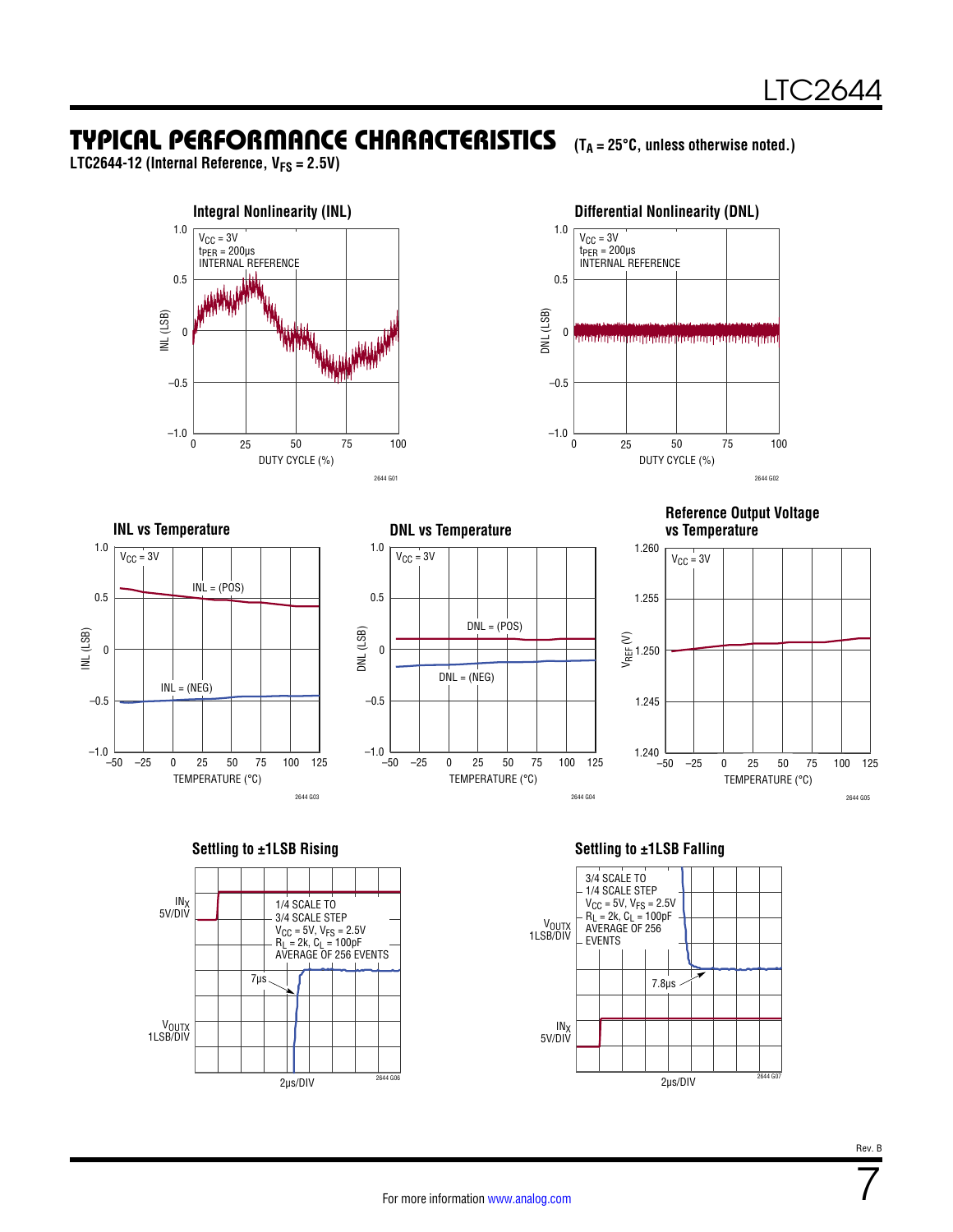## TYPICAL PERFORMANCE CHARACTERISTICS ($T_A$ = 25°C, unless otherwise noted.)

**LTC2644-12 (Internal Reference, $V_{FS}$ = 2.5V)**

**Integral Nonlinearity (INL)**

$V_{CC}$ = 3V
$t_{PER}$ = 200µs
INTERNAL REFERENCE

INL (LSB) vs DUTY CYCLE (%)

2644 G01

**Differential Nonlinearity (DNL)**

$V_{CC}$ = 3V
$t_{PER}$ = 200µs
INTERNAL REFERENCE

DNL (LSB) vs DUTY CYCLE (%)

2644 G02

**INL vs Temperature**

$V_{CC}$ = 3V

INL = (POS)
INL = (NEG)

INL (LSB) vs TEMPERATURE (°C)

2644 G03

**DNL vs Temperature**

$V_{CC}$ = 3V

DNL = (POS)
DNL = (NEG)

DNL (LSB) vs TEMPERATURE (°C)

2644 G04

**Reference Output Voltage vs Temperature**

$V_{CC}$ = 3V

$V_{REF}$ (V) vs TEMPERATURE (°C)

2644 G05

**Settling to ±1LSB Rising**

$IN_X$ 5V/DIV
$V_{OUTX}$ 1LSB/DIV

1/4 SCALE TO
3/4 SCALE STEP
$V_{CC}$ = 5V, $V_{FS}$ = 2.5V
$R_L$ = 2k, $C_L$ = 100pF
AVERAGE OF 256 EVENTS

7µs

2µs/DIV

2644 G06

**Settling to ±1LSB Falling**

$V_{OUTX}$ 1LSB/DIV
$IN_X$ 5V/DIV

3/4 SCALE TO
1/4 SCALE STEP
$V_{CC}$ = 5V, $V_{FS}$ = 2.5V
$R_L$ = 2k, $C_L$ = 100pF
AVERAGE OF 256
EVENTS

7.8µs

2µs/DIV

2644 G07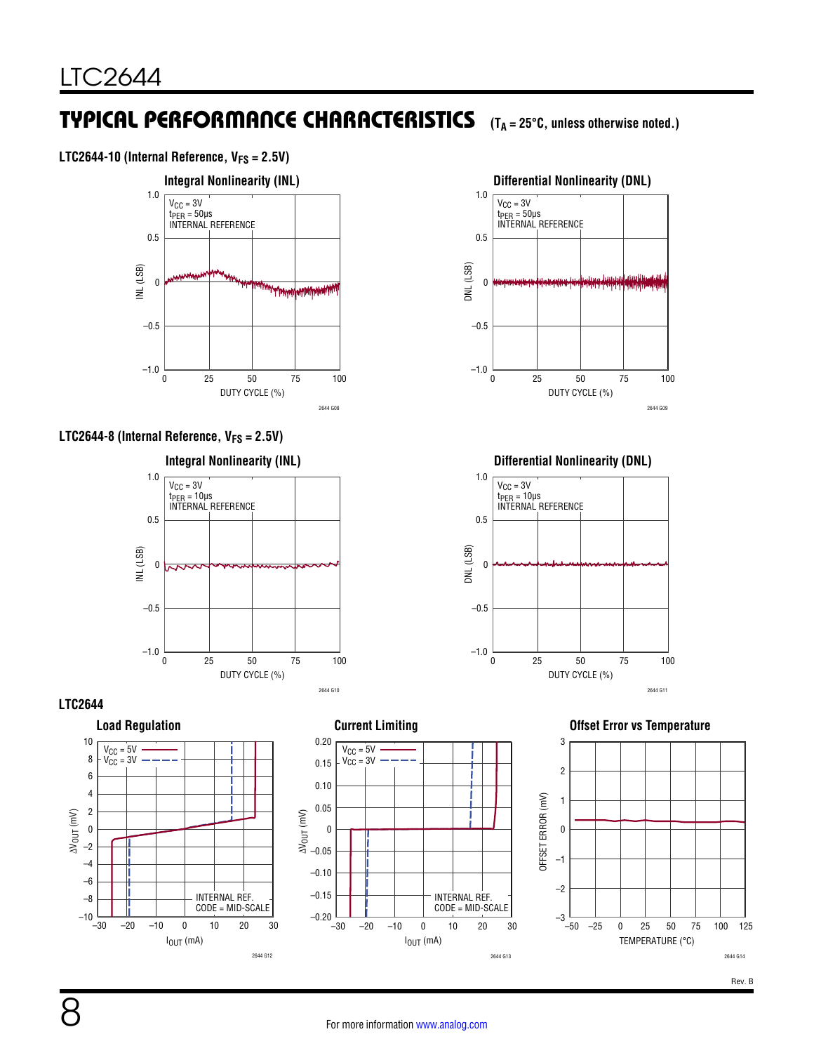## TYPICAL PERFORMANCE CHARACTERISTICS ($T_A$ = 25°C, unless otherwise noted.)

**LTC2644-10 (Internal Reference, $V_{FS}$ = 2.5V)**

**Integral Nonlinearity (INL)**

$V_{CC}$ = 3V
$t_{PER}$ = 50µs
INTERNAL REFERENCE

INL (LSB) vs DUTY CYCLE (%)

2644 G08

**Differential Nonlinearity (DNL)**

$V_{CC}$ = 3V
$t_{PER}$ = 50µs
INTERNAL REFERENCE

DNL (LSB) vs DUTY CYCLE (%)

2644 G09

**LTC2644-8 (Internal Reference, $V_{FS}$ = 2.5V)**

**Integral Nonlinearity (INL)**

$V_{CC}$ = 3V
$t_{PER}$ = 10µs
INTERNAL REFERENCE

INL (LSB) vs DUTY CYCLE (%)

2644 G10

**Differential Nonlinearity (DNL)**

$V_{CC}$ = 3V
$t_{PER}$ = 10µs
INTERNAL REFERENCE

DNL (LSB) vs DUTY CYCLE (%)

2644 G11

**LTC2644**

**Load Regulation**

$V_{CC}$ = 5V
$V_{CC}$ = 3V
INTERNAL REF.
CODE = MID-SCALE

$\Delta V_{OUT}$ (mV) vs $I_{OUT}$ (mA)

2644 G12

**Current Limiting**

$V_{CC}$ = 5V
$V_{CC}$ = 3V
INTERNAL REF.
CODE = MID-SCALE

$\Delta V_{OUT}$ (V) vs $I_{OUT}$ (mA)

2644 G13

**Offset Error vs Temperature**

OFFSET ERROR (mV) vs TEMPERATURE (°C)

2644 G14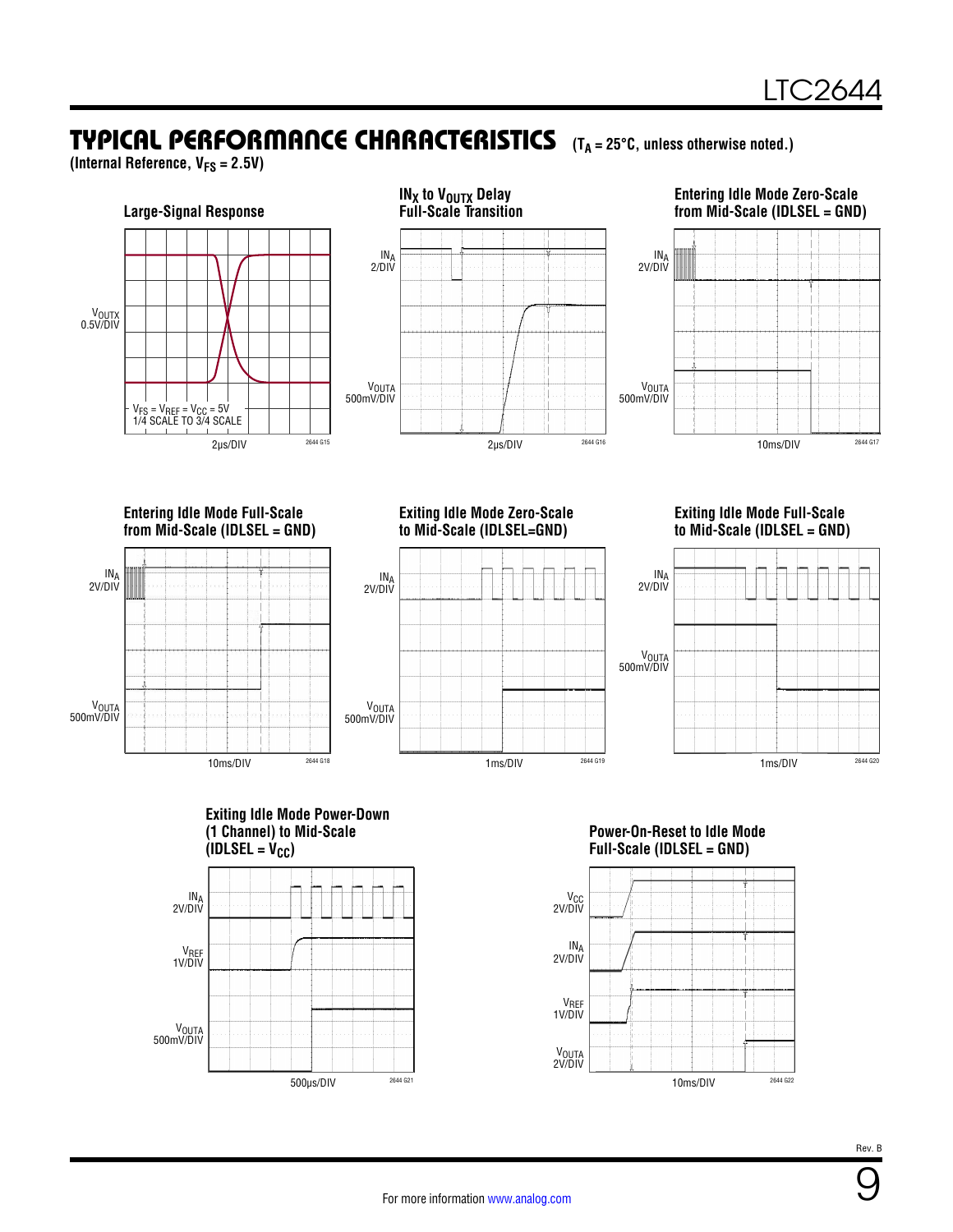## TYPICAL PERFORMANCE CHARACTERISTICS ($T_A$ = 25°C, unless otherwise noted.)

(Internal Reference, $V_{FS}$ = 2.5V)

**Large-Signal Response**

$V_{OUTX}$ 0.5V/DIV

$V_{FS} = V_{REF} = V_{CC}$ = 5V
1/4 SCALE TO 3/4 SCALE

2μs/DIV

2644 G15

**$IN_X$ to $V_{OUTX}$ Delay Full-Scale Transition**

$IN_A$ 2/DIV

$V_{OUTA}$ 500mV/DIV

2μs/DIV

2644 G16

**Entering Idle Mode Zero-Scale from Mid-Scale (IDLSEL = GND)**

$IN_A$ 2V/DIV

$V_{OUTA}$ 500mV/DIV

10ms/DIV

2644 G17

**Entering Idle Mode Full-Scale from Mid-Scale (IDLSEL = GND)**

$IN_A$ 2V/DIV

$V_{OUTA}$ 500mV/DIV

10ms/DIV

2644 G18

**Exiting Idle Mode Zero-Scale to Mid-Scale (IDLSEL=GND)**

$IN_A$ 2V/DIV

$V_{OUTA}$ 500mV/DIV

1ms/DIV

2644 G19

**Exiting Idle Mode Full-Scale to Mid-Scale (IDLSEL = GND)**

$IN_A$ 2V/DIV

$V_{OUTA}$ 500mV/DIV

1ms/DIV

2644 G20

**Exiting Idle Mode Power-Down (1 Channel) to Mid-Scale (IDLSEL = $V_{CC}$)**

$IN_A$ 2V/DIV

$V_{REF}$ 1V/DIV

$V_{OUTA}$ 500mV/DIV

500μs/DIV

2644 G21

**Power-On-Reset to Idle Mode Full-Scale (IDLSEL = GND)**

$V_{CC}$ 2V/DIV

$IN_A$ 2V/DIV

$V_{REF}$ 1V/DIV

$V_{OUTA}$ 2V/DIV

10ms/DIV

2644 G22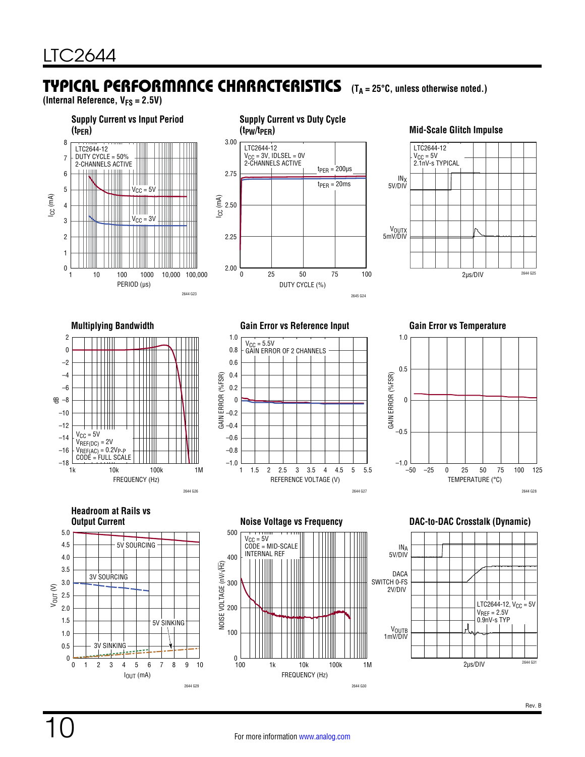## TYPICAL PERFORMANCE CHARACTERISTICS ($T_A$ = 25°C, unless otherwise noted.)

**(Internal Reference, $V_{FS}$ = 2.5V)**

**Supply Current vs Input Period ($t_{PER}$)**

LTC2644-12
DUTY CYCLE = 50%
2-CHANNELS ACTIVE
$V_{CC}$ = 5V
$V_{CC}$ = 3V
$I_{CC}$ (mA)
PERIOD (µs)

2644 G23

**Supply Current vs Duty Cycle ($t_{PW}/t_{PER}$)**

LTC2644-12
$V_{CC}$ = 3V, IDLSEL = 0V
2-CHANNELS ACTIVE
$t_{PER}$ = 200µs
$t_{PER}$ = 20ms
$I_{CC}$ (mA)
DUTY CYCLE (%)

2645 G24

**Mid-Scale Glitch Impulse**

LTC2644-12
$V_{CC}$ = 5V
2.1nV-s TYPICAL
$IN_X$ 5V/DIV
$V_{OUTX}$ 5mV/DIV
2µs/DIV

2644 G25

**Multiplying Bandwidth**

$V_{CC}$ = 5V
$V_{REF(DC)}$ = 2V
$V_{REF(AC)}$ = $0.2V_{P-P}$
CODE = FULL SCALE
dB
FREQUENCY (Hz)

2644 G26

**Gain Error vs Reference Input**

$V_{CC}$ = 5.5V
GAIN ERROR OF 2 CHANNELS
GAIN ERROR (%FSR)
REFERENCE VOLTAGE (V)

2644 G27

**Gain Error vs Temperature**

GAIN ERROR (%FSR)
TEMPERATURE (°C)

2644 G28

**Headroom at Rails vs Output Current**

5V SOURCING
3V SOURCING
5V SINKING
3V SINKING
$V_{OUT}$ (V)
$I_{OUT}$ (mA)

2644 G29

**Noise Voltage vs Frequency**

$V_{CC}$ = 5V
CODE = MID-SCALE
INTERNAL REF
NOISE VOLTAGE (nV/√Hz)
FREQUENCY (Hz)

2644 G30

**DAC-to-DAC Crosstalk (Dynamic)**

$IN_A$ 5V/DIV
DACA SWITCH 0-FS 2V/DIV
$V_{OUTB}$ 1mV/DIV
LTC2644-12, $V_{CC}$ = 5V
$V_{REF}$ = 2.5V
0.9nV-s TYP
2µs/DIV

2644 G31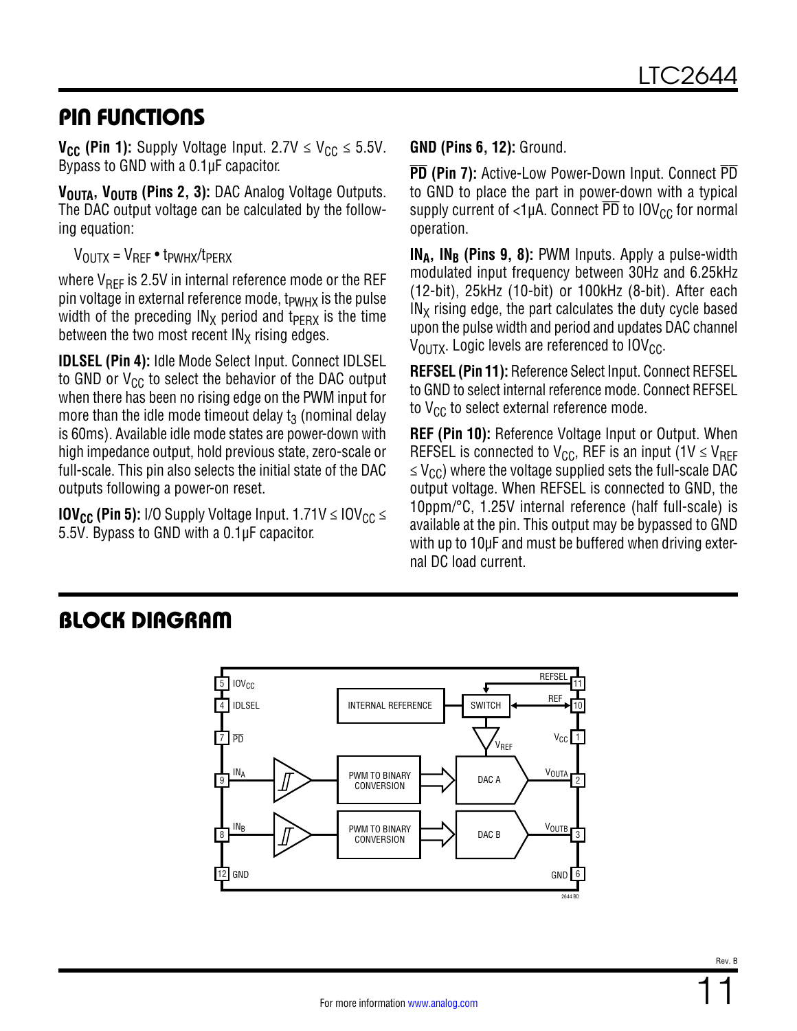## PIN FUNCTIONS

**$V_{CC}$ (Pin 1):** Supply Voltage Input. $2.7V \le V_{CC} \le 5.5V$. Bypass to GND with a 0.1µF capacitor.

**$V_{OUTA}$, $V_{OUTB}$ (Pins 2, 3):** DAC Analog Voltage Outputs. The DAC output voltage can be calculated by the following equation:

$$V_{OUTX} = V_{REF} \bullet t_{PWHX}/t_{PERX}$$

where $V_{REF}$ is 2.5V in internal reference mode or the REF pin voltage in external reference mode, $t_{PWHX}$ is the pulse width of the preceding $IN_X$ period and $t_{PERX}$ is the time between the two most recent $IN_X$ rising edges.

**IDLSEL (Pin 4):** Idle Mode Select Input. Connect IDLSEL to GND or $V_{CC}$ to select the behavior of the DAC output when there has been no rising edge on the PWM input for more than the idle mode timeout delay $t_3$ (nominal delay is 60ms). Available idle mode states are power-down with high impedance output, hold previous state, zero-scale or full-scale. This pin also selects the initial state of the DAC outputs following a power-on reset.

**$IOV_{CC}$ (Pin 5):** I/O Supply Voltage Input. $1.71V \le IOV_{CC} \le 5.5V$. Bypass to GND with a 0.1µF capacitor.

**GND (Pins 6, 12):** Ground.

**$\overline{PD}$ (Pin 7):** Active-Low Power-Down Input. Connect $\overline{PD}$ to GND to place the part in power-down with a typical supply current of <1µA. Connect $\overline{PD}$ to $IOV_{CC}$ for normal operation.

**$IN_A$, $IN_B$ (Pins 9, 8):** PWM Inputs. Apply a pulse-width modulated input frequency between 30Hz and 6.25kHz (12-bit), 25kHz (10-bit) or 100kHz (8-bit). After each $IN_X$ rising edge, the part calculates the duty cycle based upon the pulse width and period and updates DAC channel $V_{OUTX}$. Logic levels are referenced to $IOV_{CC}$.

**REFSEL (Pin 11):** Reference Select Input. Connect REFSEL to GND to select internal reference mode. Connect REFSEL to $V_{CC}$ to select external reference mode.

**REF (Pin 10):** Reference Voltage Input or Output. When REFSEL is connected to $V_{CC}$, REF is an input ($1V \le V_{REF} \le V_{CC}$) where the voltage supplied sets the full-scale DAC output voltage. When REFSEL is connected to GND, the 10ppm/°C, 1.25V internal reference (half full-scale) is available at the pin. This output may be bypassed to GND with up to 10µF and must be buffered when driving external DC load current.

## BLOCK DIAGRAM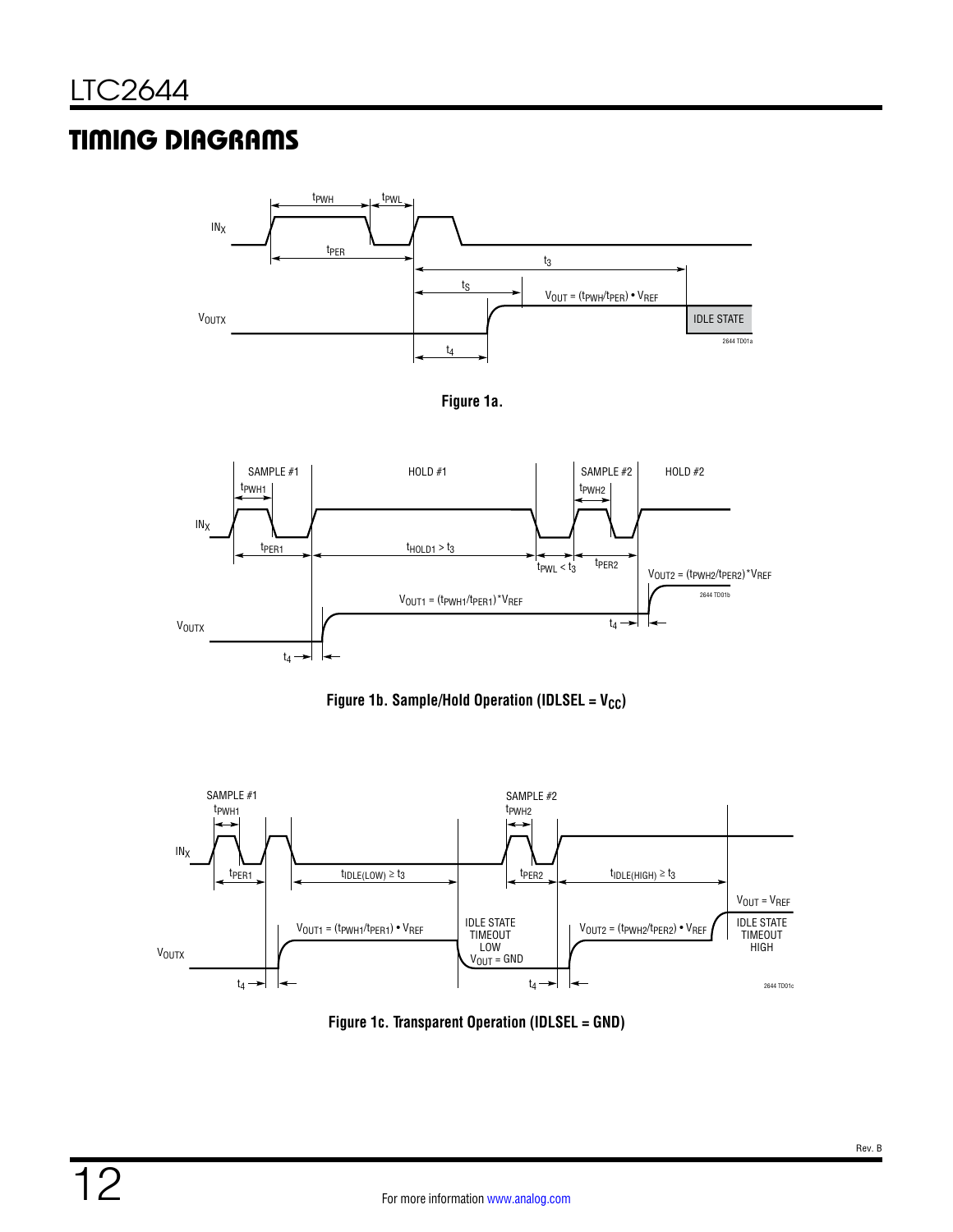## TIMING DIAGRAMS

Figure 1a.

Figure 1b. Sample/Hold Operation (IDLSEL = $V_{CC}$)

Figure 1c. Transparent Operation (IDLSEL = GND)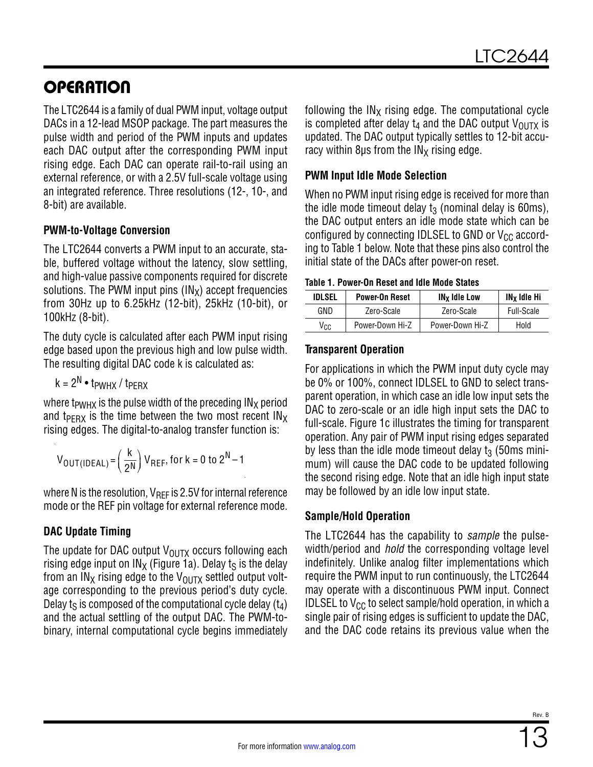# OPERATION

The LTC2644 is a family of dual PWM input, voltage output DACs in a 12-lead MSOP package. The part measures the pulse width and period of the PWM inputs and updates each DAC output after the corresponding PWM input rising edge. Each DAC can operate rail-to-rail using an external reference, or with a 2.5V full-scale voltage using an integrated reference. Three resolutions (12-, 10-, and 8-bit) are available.

### PWM-to-Voltage Conversion

The LTC2644 converts a PWM input to an accurate, stable, buffered voltage without the latency, slow settling, and high-value passive components required for discrete solutions. The PWM input pins ($IN_X$) accept frequencies from 30Hz up to 6.25kHz (12-bit), 25kHz (10-bit), or 100kHz (8-bit).

The duty cycle is calculated after each PWM input rising edge based upon the previous high and low pulse width. The resulting digital DAC code k is calculated as:

$$k = 2^N \bullet t_{PWHX} / t_{PERX}$$

where $t_{PWHX}$ is the pulse width of the preceding $IN_X$ period and $t_{PERX}$ is the time between the two most recent $IN_X$ rising edges. The digital-to-analog transfer function is:

$$V_{OUT(IDEAL)} = \left(\frac{k}{2^N}\right) V_{REF}, \text{ for } k = 0 \text{ to } 2^N - 1$$

where N is the resolution, $V_{REF}$ is 2.5V for internal reference mode or the REF pin voltage for external reference mode.

### DAC Update Timing

The update for DAC output $V_{OUTX}$ occurs following each rising edge input on $IN_X$ (Figure 1a). Delay $t_S$ is the delay from an $IN_X$ rising edge to the $V_{OUTX}$ settled output voltage corresponding to the previous period's duty cycle. Delay $t_S$ is composed of the computational cycle delay ($t_4$) and the actual settling of the output DAC. The PWM-to-binary, internal computational cycle begins immediately following the $IN_X$ rising edge. The computational cycle is completed after delay $t_4$ and the DAC output $V_{OUTX}$ is updated. The DAC output typically settles to 12-bit accuracy within 8µs from the $IN_X$ rising edge.

### PWM Input Idle Mode Selection

When no PWM input rising edge is received for more than the idle mode timeout delay $t_3$ (nominal delay is 60ms), the DAC output enters an idle mode state which can be configured by connecting IDLSEL to GND or $V_{CC}$ according to Table 1 below. Note that these pins also control the initial state of the DACs after power-on reset.

**Table 1. Power-On Reset and Idle Mode States**

| IDLSEL | Power-On Reset | $IN_X$ Idle Low | $IN_X$ Idle Hi |
|---|---|---|---|
| GND | Zero-Scale | Zero-Scale | Full-Scale |
| $V_{CC}$ | Power-Down Hi-Z | Power-Down Hi-Z | Hold |

### Transparent Operation

For applications in which the PWM input duty cycle may be 0% or 100%, connect IDLSEL to GND to select transparent operation, in which case an idle low input sets the DAC to zero-scale or an idle high input sets the DAC to full-scale. Figure 1c illustrates the timing for transparent operation. Any pair of PWM input rising edges separated by less than the idle mode timeout delay $t_3$ (50ms minimum) will cause the DAC code to be updated following the second rising edge. Note that an idle high input state may be followed by an idle low input state.

### Sample/Hold Operation

The LTC2644 has the capability to *sample* the pulse-width/period and *hold* the corresponding voltage level indefinitely. Unlike analog filter implementations which require the PWM input to run continuously, the LTC2644 may operate with a discontinuous PWM input. Connect IDLSEL to $V_{CC}$ to select sample/hold operation, in which a single pair of rising edges is sufficient to update the DAC, and the DAC code retains its previous value when the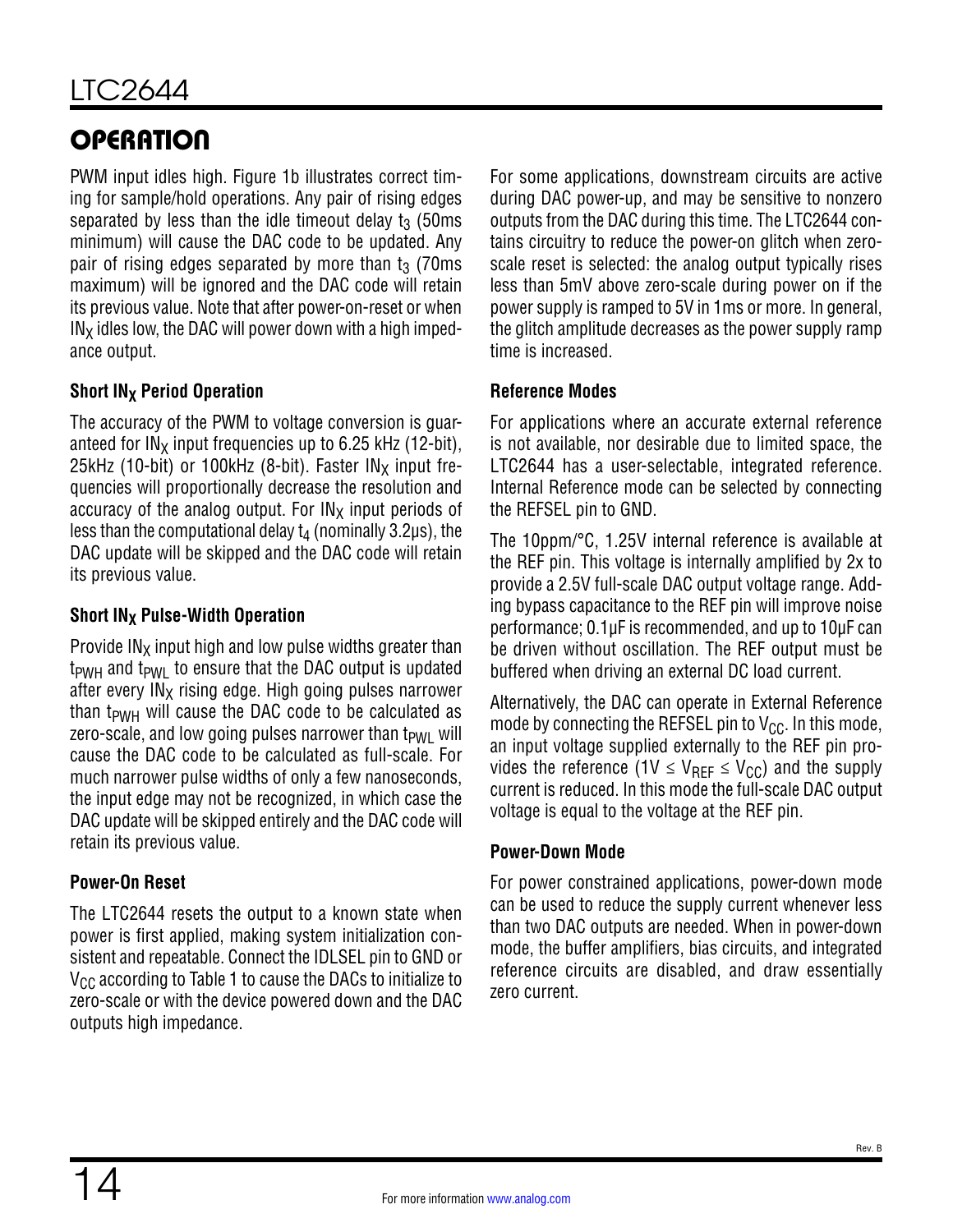## OPERATION

PWM input idles high. Figure 1b illustrates correct timing for sample/hold operations. Any pair of rising edges separated by less than the idle timeout delay $t_3$ (50ms minimum) will cause the DAC code to be updated. Any pair of rising edges separated by more than $t_3$ (70ms maximum) will be ignored and the DAC code will retain its previous value. Note that after power-on-reset or when $IN_X$ idles low, the DAC will power down with a high impedance output.

### Short $IN_X$ Period Operation

The accuracy of the PWM to voltage conversion is guaranteed for $IN_X$ input frequencies up to 6.25 kHz (12-bit), 25kHz (10-bit) or 100kHz (8-bit). Faster $IN_X$ input frequencies will proportionally decrease the resolution and accuracy of the analog output. For $IN_X$ input periods of less than the computational delay $t_4$ (nominally 3.2µs), the DAC update will be skipped and the DAC code will retain its previous value.

### Short $IN_X$ Pulse-Width Operation

Provide $IN_X$ input high and low pulse widths greater than $t_{PWH}$ and $t_{PWL}$ to ensure that the DAC output is updated after every $IN_X$ rising edge. High going pulses narrower than $t_{PWH}$ will cause the DAC code to be calculated as zero-scale, and low going pulses narrower than $t_{PWL}$ will cause the DAC code to be calculated as full-scale. For much narrower pulse widths of only a few nanoseconds, the input edge may not be recognized, in which case the DAC update will be skipped entirely and the DAC code will retain its previous value.

### Power-On Reset

The LTC2644 resets the output to a known state when power is first applied, making system initialization consistent and repeatable. Connect the IDLSEL pin to GND or $V_{CC}$ according to Table 1 to cause the DACs to initialize to zero-scale or with the device powered down and the DAC outputs high impedance.

For some applications, downstream circuits are active during DAC power-up, and may be sensitive to nonzero outputs from the DAC during this time. The LTC2644 contains circuitry to reduce the power-on glitch when zero-scale reset is selected: the analog output typically rises less than 5mV above zero-scale during power on if the power supply is ramped to 5V in 1ms or more. In general, the glitch amplitude decreases as the power supply ramp time is increased.

### Reference Modes

For applications where an accurate external reference is not available, nor desirable due to limited space, the LTC2644 has a user-selectable, integrated reference. Internal Reference mode can be selected by connecting the REFSEL pin to GND.

The 10ppm/°C, 1.25V internal reference is available at the REF pin. This voltage is internally amplified by 2x to provide a 2.5V full-scale DAC output voltage range. Adding bypass capacitance to the REF pin will improve noise performance; 0.1µF is recommended, and up to 10µF can be driven without oscillation. The REF output must be buffered when driving an external DC load current.

Alternatively, the DAC can operate in External Reference mode by connecting the REFSEL pin to $V_{CC}$. In this mode, an input voltage supplied externally to the REF pin provides the reference ($1V \leq V_{REF} \leq V_{CC}$) and the supply current is reduced. In this mode the full-scale DAC output voltage is equal to the voltage at the REF pin.

### Power-Down Mode

For power constrained applications, power-down mode can be used to reduce the supply current whenever less than two DAC outputs are needed. When in power-down mode, the buffer amplifiers, bias circuits, and integrated reference circuits are disabled, and draw essentially zero current.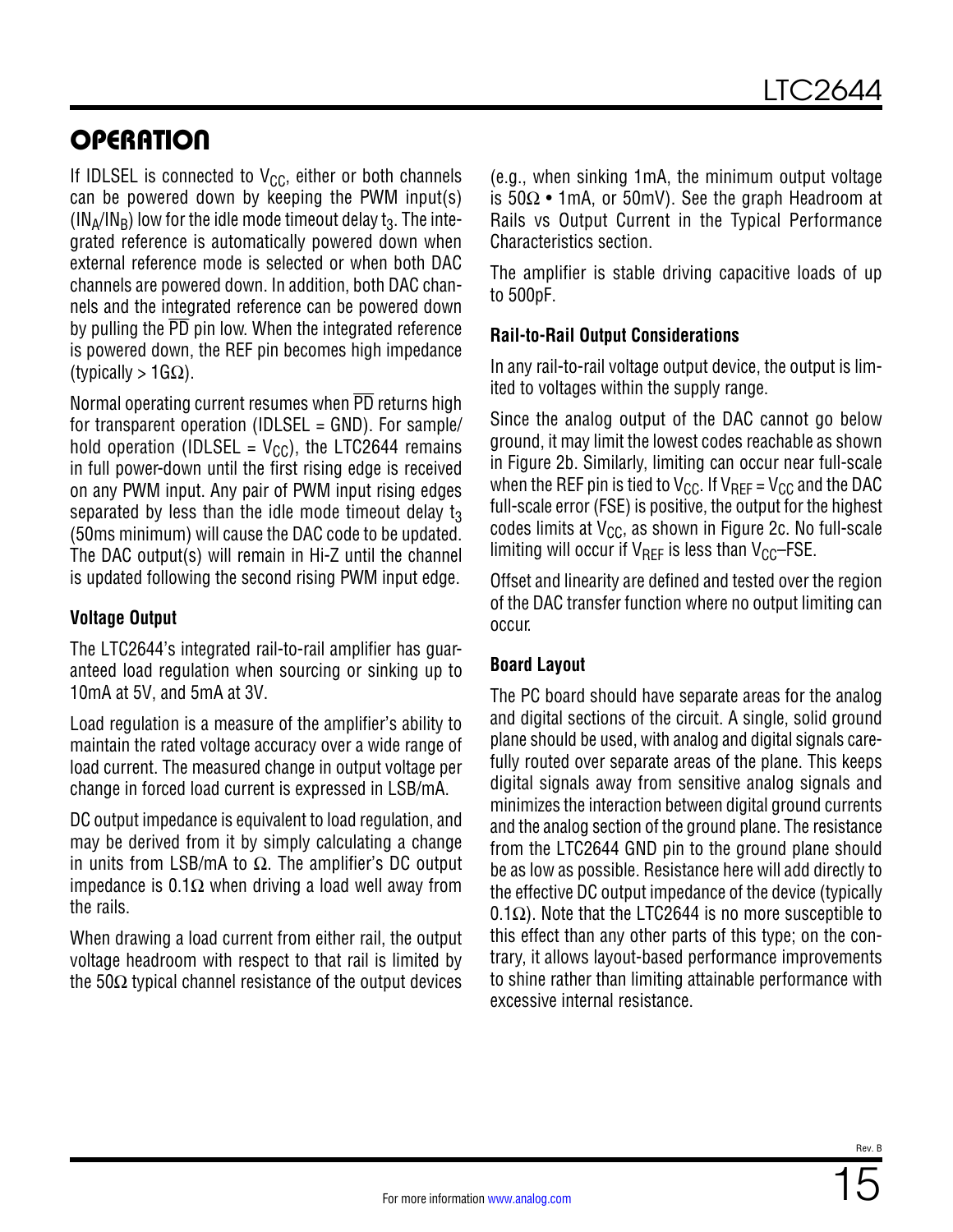## OPERATION

If IDLSEL is connected to $V_{CC}$, either or both channels can be powered down by keeping the PWM input(s) ($IN_A$/$IN_B$) low for the idle mode timeout delay $t_3$. The integrated reference is automatically powered down when external reference mode is selected or when both DAC channels are powered down. In addition, both DAC channels and the integrated reference can be powered down by pulling the $\overline{PD}$ pin low. When the integrated reference is powered down, the REF pin becomes high impedance (typically > 1GΩ).

Normal operating current resumes when $\overline{PD}$ returns high for transparent operation (IDLSEL = GND). For sample/hold operation (IDLSEL = $V_{CC}$), the LTC2644 remains in full power-down until the first rising edge is received on any PWM input. Any pair of PWM input rising edges separated by less than the idle mode timeout delay $t_3$ (50ms minimum) will cause the DAC code to be updated. The DAC output(s) will remain in Hi-Z until the channel is updated following the second rising PWM input edge.

### Voltage Output

The LTC2644's integrated rail-to-rail amplifier has guaranteed load regulation when sourcing or sinking up to 10mA at 5V, and 5mA at 3V.

Load regulation is a measure of the amplifier's ability to maintain the rated voltage accuracy over a wide range of load current. The measured change in output voltage per change in forced load current is expressed in LSB/mA.

DC output impedance is equivalent to load regulation, and may be derived from it by simply calculating a change in units from LSB/mA to Ω. The amplifier's DC output impedance is 0.1Ω when driving a load well away from the rails.

When drawing a load current from either rail, the output voltage headroom with respect to that rail is limited by the 50Ω typical channel resistance of the output devices (e.g., when sinking 1mA, the minimum output voltage is 50Ω • 1mA, or 50mV). See the graph Headroom at Rails vs Output Current in the Typical Performance Characteristics section.

The amplifier is stable driving capacitive loads of up to 500pF.

### Rail-to-Rail Output Considerations

In any rail-to-rail voltage output device, the output is limited to voltages within the supply range.

Since the analog output of the DAC cannot go below ground, it may limit the lowest codes reachable as shown in Figure 2b. Similarly, limiting can occur near full-scale when the REF pin is tied to $V_{CC}$. If $V_{REF} = V_{CC}$ and the DAC full-scale error (FSE) is positive, the output for the highest codes limits at $V_{CC}$, as shown in Figure 2c. No full-scale limiting will occur if $V_{REF}$ is less than $V_{CC}$–FSE.

Offset and linearity are defined and tested over the region of the DAC transfer function where no output limiting can occur.

### Board Layout

The PC board should have separate areas for the analog and digital sections of the circuit. A single, solid ground plane should be used, with analog and digital signals carefully routed over separate areas of the plane. This keeps digital signals away from sensitive analog signals and minimizes the interaction between digital ground currents and the analog section of the ground plane. The resistance from the LTC2644 GND pin to the ground plane should be as low as possible. Resistance here will add directly to the effective DC output impedance of the device (typically 0.1Ω). Note that the LTC2644 is no more susceptible to this effect than any other parts of this type; on the contrary, it allows layout-based performance improvements to shine rather than limiting attainable performance with excessive internal resistance.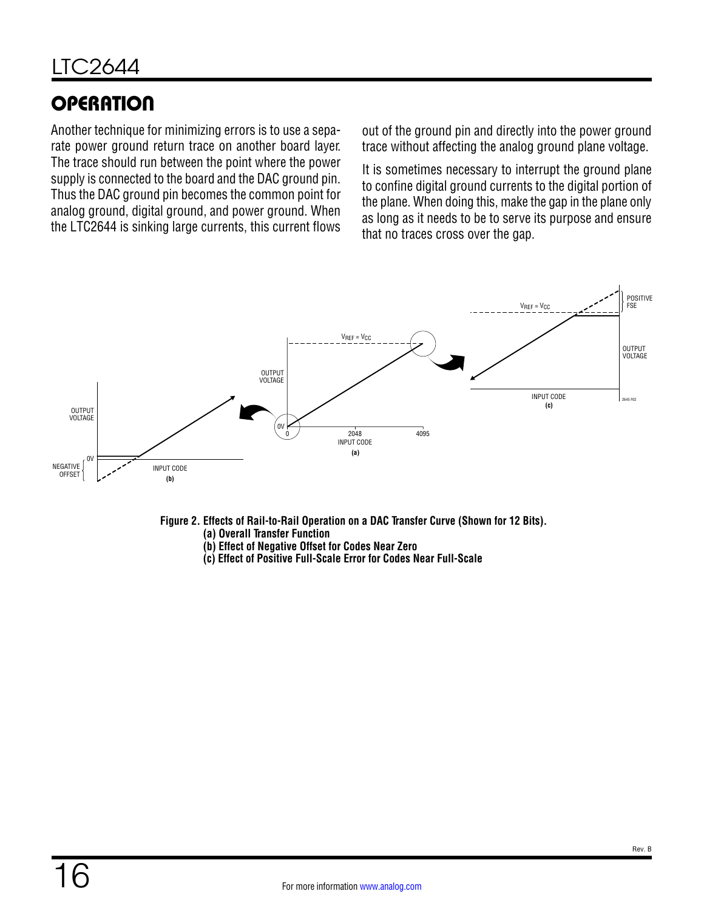## OPERATION

Another technique for minimizing errors is to use a separate power ground return trace on another board layer. The trace should run between the point where the power supply is connected to the board and the DAC ground pin. Thus the DAC ground pin becomes the common point for analog ground, digital ground, and power ground. When the LTC2644 is sinking large currents, this current flows out of the ground pin and directly into the power ground trace without affecting the analog ground plane voltage.

It is sometimes necessary to interrupt the ground plane to confine digital ground currents to the digital portion of the plane. When doing this, make the gap in the plane only as long as it needs to be to serve its purpose and ensure that no traces cross over the gap.

**Figure 2. Effects of Rail-to-Rail Operation on a DAC Transfer Curve (Shown for 12 Bits).**
**(a) Overall Transfer Function**
**(b) Effect of Negative Offset for Codes Near Zero**
**(c) Effect of Positive Full-Scale Error for Codes Near Full-Scale**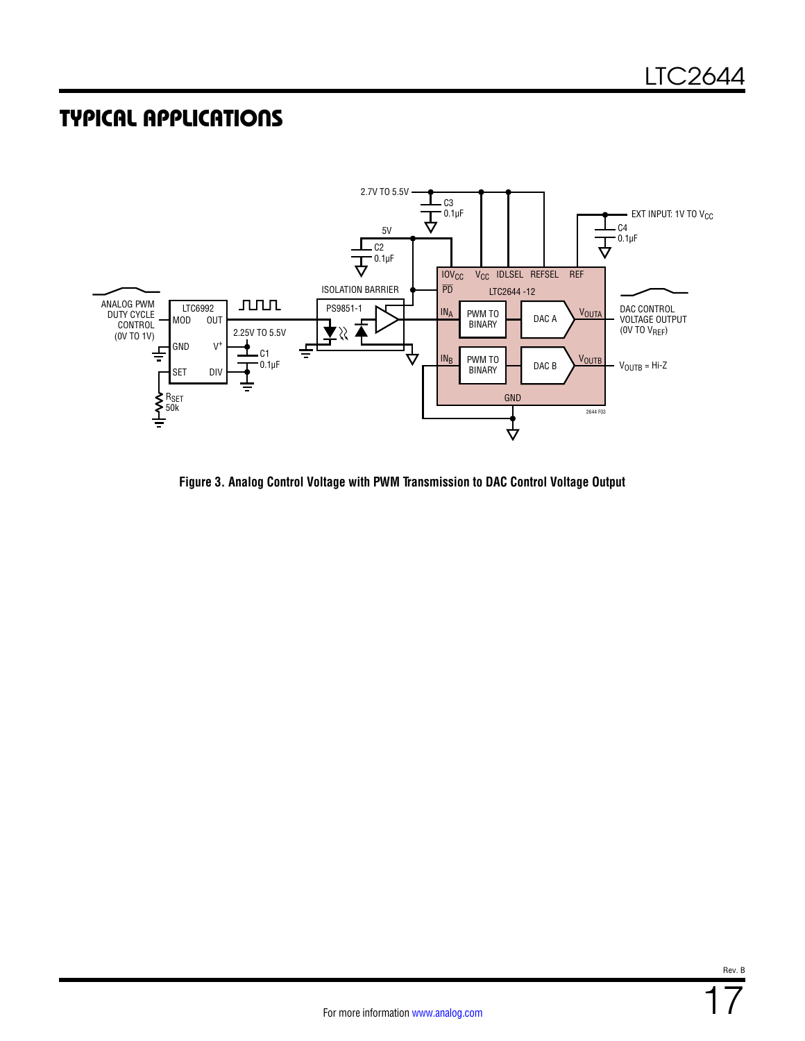## TYPICAL APPLICATIONS

Figure 3. Analog Control Voltage with PWM Transmission to DAC Control Voltage Output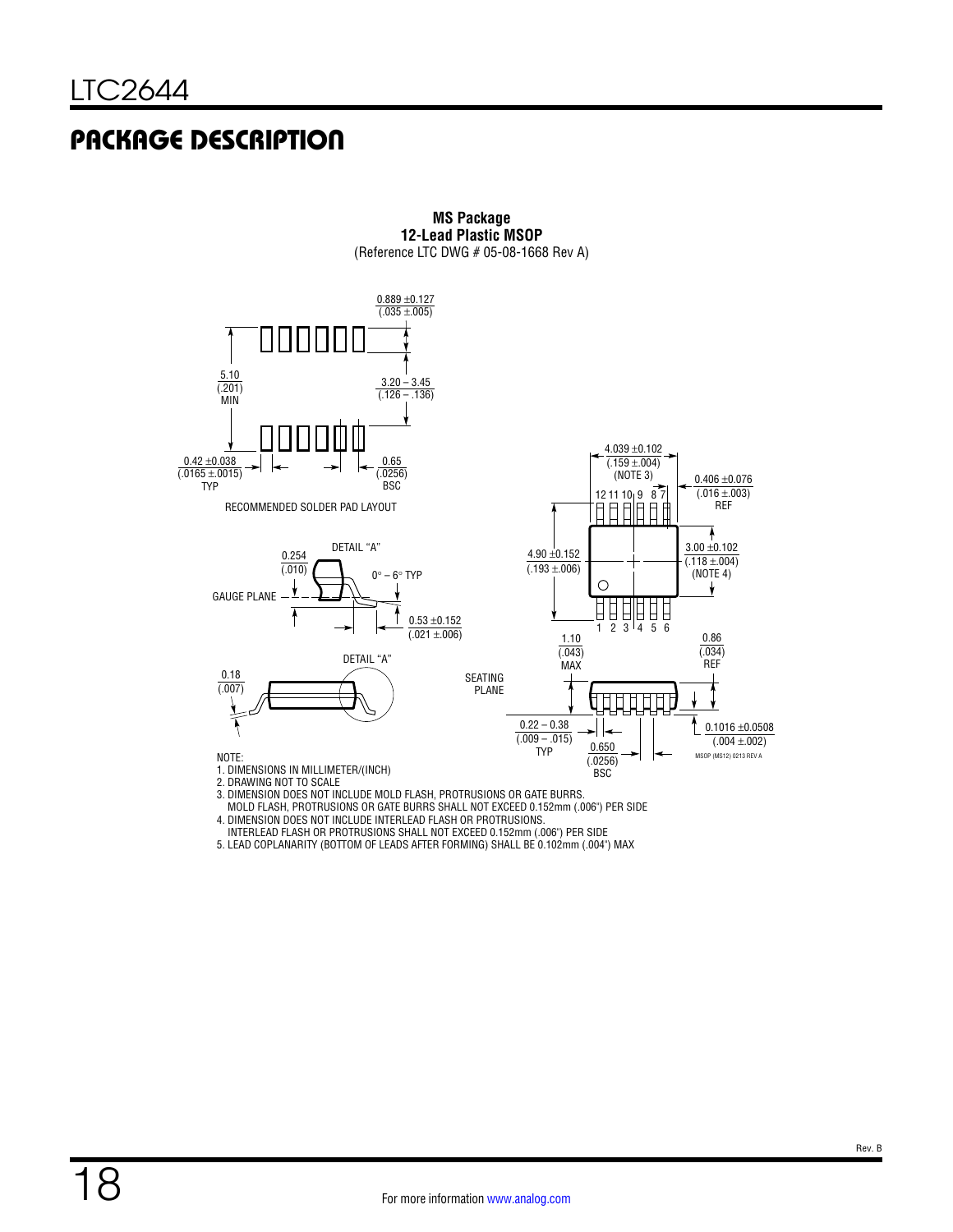## PACKAGE DESCRIPTION

**MS Package**
**12-Lead Plastic MSOP**
(Reference LTC DWG # 05-08-1668 Rev A)

RECOMMENDED SOLDER PAD LAYOUT

0.889 ±0.127 (.035 ±.005)

5.10 (.201) MIN

3.20 – 3.45 (.126 – .136)

0.42 ±0.038 (.0165 ±.0015) TYP

0.65 (.0256) BSC

4.039 ±0.102 (.159 ±.004) (NOTE 3)

0.406 ±0.076 (.016 ±.003) REF

12 11 10 9 8 7

4.90 ±0.152 (.193 ±.006)

3.00 ±0.102 (.118 ±.004) (NOTE 4)

1 2 3 4 5 6

DETAIL "A"

0.254 (.010)

0° – 6° TYP

GAUGE PLANE

0.53 ±0.152 (.021 ±.006)

DETAIL "A"

0.18 (.007)

SEATING PLANE

1.10 (.043) MAX

0.86 (.034) REF

0.22 – 0.38 (.009 – .015) TYP

0.650 (.0256) BSC

0.1016 ±0.0508 (.004 ±.002)

MSOP (MS12) 0213 REV A

NOTE:
1. DIMENSIONS IN MILLIMETER/(INCH)
2. DRAWING NOT TO SCALE
3. DIMENSION DOES NOT INCLUDE MOLD FLASH, PROTRUSIONS OR GATE BURRS. MOLD FLASH, PROTRUSIONS OR GATE BURRS SHALL NOT EXCEED 0.152mm (.006") PER SIDE
4. DIMENSION DOES NOT INCLUDE INTERLEAD FLASH OR PROTRUSIONS. INTERLEAD FLASH OR PROTRUSIONS SHALL NOT EXCEED 0.152mm (.006") PER SIDE
5. LEAD COPLANARITY (BOTTOM OF LEADS AFTER FORMING) SHALL BE 0.102mm (.004") MAX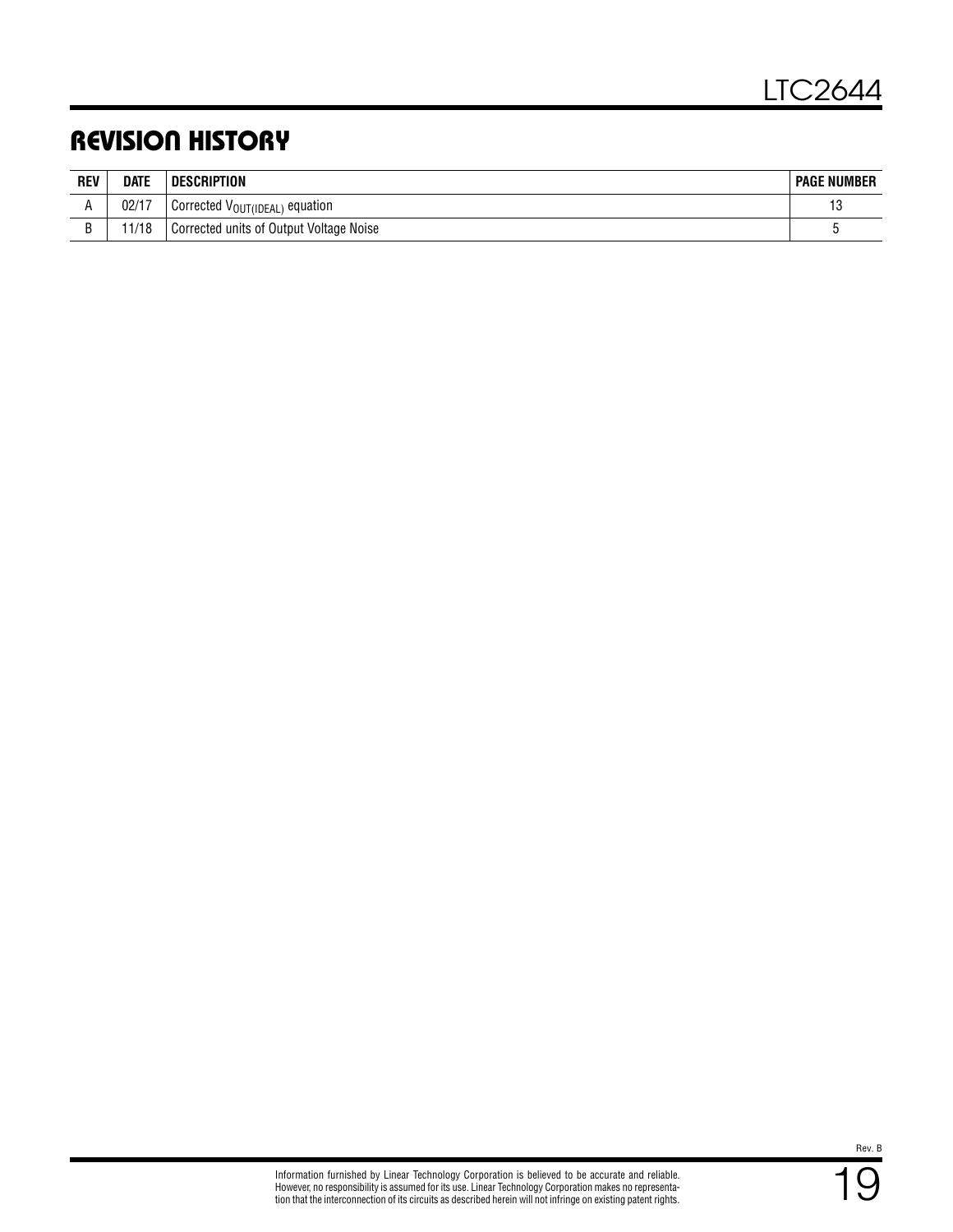## REVISION HISTORY

| REV | DATE | DESCRIPTION | PAGE NUMBER |
|---|---|---|---|
| A | 02/17 | Corrected $V_{OUT(IDEAL)}$ equation | 13 |
| B | 11/18 | Corrected units of Output Voltage Noise | 5 |

Information furnished by Linear Technology Corporation is believed to be accurate and reliable. However, no responsibility is assumed for its use. Linear Technology Corporation makes no representation that the interconnection of its circuits as described herein will not infringe on existing patent rights.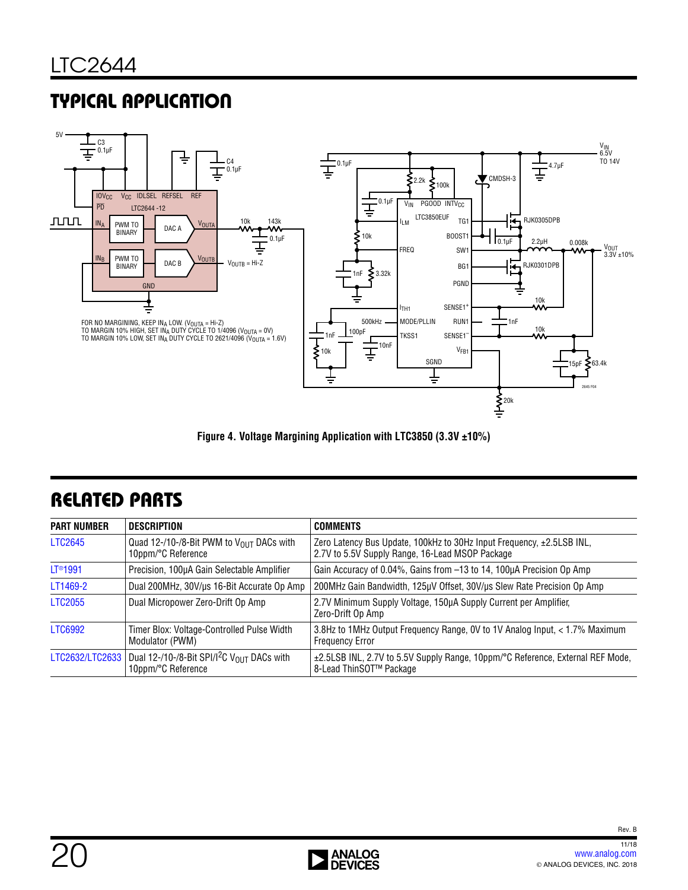## TYPICAL APPLICATION

5V
C3
0.1µF
C4
0.1µF
$IOV_{CC}$ $V_{CC}$ IDLSEL REFSEL REF
$\overline{PD}$ LTC2644 -12
$IN_A$ PWM TO BINARY DAC A $V_{OUTA}$
$IN_B$ PWM TO BINARY DAC B $V_{OUTB}$
GND
10k 143k
0.1µF
$V_{OUTB}$ = Hi-Z

FOR NO MARGINING, KEEP $IN_A$ LOW. ($V_{OUTA}$ = Hi-Z)
TO MARGIN 10% HIGH, SET $IN_A$ DUTY CYCLE TO 1/4096 ($V_{OUTA}$ = 0V)
TO MARGIN 10% LOW, SET $IN_A$ DUTY CYCLE TO 2621/4096 ($V_{OUTA}$ = 1.6V)

0.1µF
2.2k 100k
CMDSH-3
4.7µF
$V_{IN}$ 6.5V TO 14V
0.1µF
$V_{IN}$ PGOOD $INTV_{CC}$
LTC3850EUF
$I_{LM}$ TG1 RJK0305DPB
10k BOOST1 0.1µF
FREQ SW1 2.2µH 0.008k $V_{OUT}$ 3.3V ±10%
1nF 3.32k BG1 RJK0301DPB
PGND
$I_{TH1}$ SENSE1+ 10k
500kHz MODE/PLLIN RUN1 1nF
1nF 100pF TKSS1 SENSE1– 10k
10k 10nF $V_{FB1}$
SGND 15pF 63.4k
20k

Figure 4. Voltage Margining Application with LTC3850 (3.3V ±10%)

## RELATED PARTS

| PART NUMBER | DESCRIPTION | COMMENTS |
|---|---|---|
| LTC2645 | Quad 12-/10-/8-Bit PWM to $V_{OUT}$ DACs with 10ppm/°C Reference | Zero Latency Bus Update, 100kHz to 30Hz Input Frequency, ±2.5LSB INL, 2.7V to 5.5V Supply Range, 16-Lead MSOP Package |
| LT®1991 | Precision, 100µA Gain Selectable Amplifier | Gain Accuracy of 0.04%, Gains from –13 to 14, 100µA Precision Op Amp |
| LT1469-2 | Dual 200MHz, 30V/µs 16-Bit Accurate Op Amp | 200MHz Gain Bandwidth, 125µV Offset, 30V/µs Slew Rate Precision Op Amp |
| LTC2055 | Dual Micropower Zero-Drift Op Amp | 2.7V Minimum Supply Voltage, 150µA Supply Current per Amplifier, Zero-Drift Op Amp |
| LTC6992 | Timer Blox: Voltage-Controlled Pulse Width Modulator (PWM) | 3.8Hz to 1MHz Output Frequency Range, 0V to 1V Analog Input, < 1.7% Maximum Frequency Error |
| LTC2632/LTC2633 | Dual 12-/10-/8-Bit SPI/I²C $V_{OUT}$ DACs with 10ppm/°C Reference | ±2.5LSB INL, 2.7V to 5.5V Supply Range, 10ppm/°C Reference, External REF Mode, 8-Lead ThinSOT™ Package |